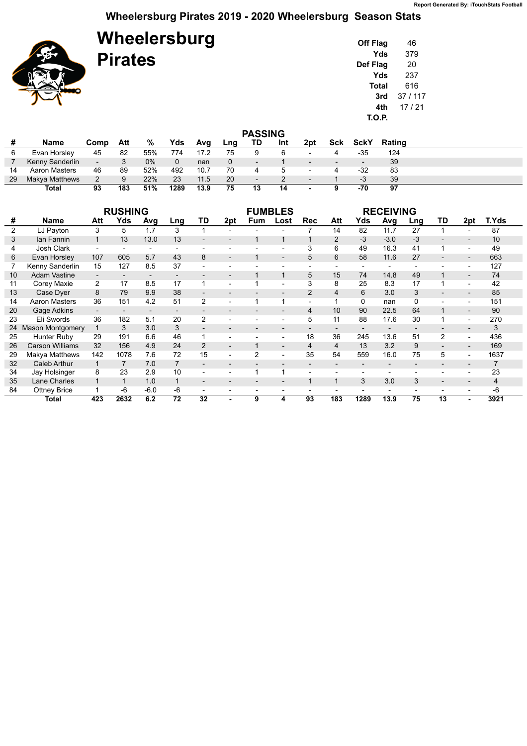Report Generated By: iTouchStats Football

# Wheelersburg Pirates 2019 - 2020 Wheelersburg Season Stats

## Wheelersburg Pirates

| | |
|---|---|
| **Off Flag** | 46 |
| **Yds** | 379 |
| **Def Flag** | 20 |
| **Yds** | 237 |
| **Total** | 616 |
| **3rd** | 37 / 117 |
| **4th** | 17 / 21 |
| **T.O.P.** | |

### PASSING

| # | Name | Comp | Att | % | Yds | Avg | Lng | TD | Int | 2pt | Sck | SckY | Rating |
|---|---|---|---|---|---|---|---|---|---|---|---|---|---|
| 6 | Evan Horsley | 45 | 82 | 55% | 774 | 17.2 | 75 | 9 | 6 | - | 4 | -35 | 124 |
| 7 | Kenny Sanderlin | - | 3 | 0% | 0 | nan | 0 | - | 1 | - | - | - | 39 |
| 14 | Aaron Masters | 46 | 89 | 52% | 492 | 10.7 | 70 | 4 | 5 | - | 4 | -32 | 83 |
| 29 | Makya Matthews | 2 | 9 | 22% | 23 | 11.5 | 20 | - | 2 | - | 1 | -3 | 39 |
| | **Total** | **93** | **183** | **51%** | **1289** | **13.9** | **75** | **13** | **14** | **-** | **9** | **-70** | **97** |

### RUSHING / FUMBLES / RECEIVING

| | | RUSHING | | | | | | FUMBLES | | RECEIVING | | | | | | | |
|---|---|---|---|---|---|---|---|---|---|---|---|---|---|---|---|---|---|
| # | Name | Att | Yds | Avg | Lng | TD | 2pt | Fum | Lost | Rec | Att | Yds | Avg | Lng | TD | 2pt | T.Yds |
| 2 | LJ Payton | 3 | 5 | 1.7 | 3 | 1 | - | - | - | 7 | 14 | 82 | 11.7 | 27 | 1 | - | 87 |
| 3 | Ian Fannin | 1 | 13 | 13.0 | 13 | - | - | 1 | 1 | 1 | 2 | -3 | -3.0 | -3 | - | - | 10 |
| 4 | Josh Clark | - | - | - | - | - | - | - | - | 3 | 6 | 49 | 16.3 | 41 | 1 | - | 49 |
| 6 | Evan Horsley | 107 | 605 | 5.7 | 43 | 8 | - | 1 | - | 5 | 6 | 58 | 11.6 | 27 | - | - | 663 |
| 7 | Kenny Sanderlin | 15 | 127 | 8.5 | 37 | - | - | - | - | - | - | - | - | - | - | - | 127 |
| 10 | Adam Vastine | - | - | - | - | - | - | 1 | 1 | 5 | 15 | 74 | 14.8 | 49 | 1 | - | 74 |
| 11 | Corey Maxie | 2 | 17 | 8.5 | 17 | 1 | - | 1 | - | 3 | 8 | 25 | 8.3 | 17 | 1 | - | 42 |
| 13 | Case Dyer | 8 | 79 | 9.9 | 38 | - | - | - | - | 2 | 4 | 6 | 3.0 | 3 | - | - | 85 |
| 14 | Aaron Masters | 36 | 151 | 4.2 | 51 | 2 | - | 1 | 1 | - | 1 | 0 | nan | 0 | - | - | 151 |
| 20 | Gage Adkins | - | - | - | - | - | - | - | - | 4 | 10 | 90 | 22.5 | 64 | 1 | - | 90 |
| 23 | Eli Swords | 36 | 182 | 5.1 | 20 | 2 | - | - | - | 5 | 11 | 88 | 17.6 | 30 | 1 | - | 270 |
| 24 | Mason Montgomery | 1 | 3 | 3.0 | 3 | - | - | - | - | - | - | - | - | - | - | - | 3 |
| 25 | Hunter Ruby | 29 | 191 | 6.6 | 46 | 1 | - | - | - | 18 | 36 | 245 | 13.6 | 51 | 2 | - | 436 |
| 26 | Carson Williams | 32 | 156 | 4.9 | 24 | 2 | - | 1 | - | 4 | 4 | 13 | 3.2 | 9 | - | - | 169 |
| 29 | Makya Matthews | 142 | 1078 | 7.6 | 72 | 15 | - | 2 | - | 35 | 54 | 559 | 16.0 | 75 | 5 | - | 1637 |
| 32 | Caleb Arthur | 1 | 7 | 7.0 | 7 | - | - | - | - | - | - | - | - | - | - | - | 7 |
| 34 | Jay Holsinger | 8 | 23 | 2.9 | 10 | - | - | 1 | 1 | - | - | - | - | - | - | - | 23 |
| 35 | Lane Charles | 1 | 1 | 1.0 | 1 | - | - | - | - | 1 | 1 | 3 | 3.0 | 3 | - | - | 4 |
| 84 | Ottney Brice | 1 | -6 | -6.0 | -6 | - | - | - | - | - | - | - | - | - | - | - | -6 |
| | **Total** | **423** | **2632** | **6.2** | **72** | **32** | **-** | **9** | **4** | **93** | **183** | **1289** | **13.9** | **75** | **13** | **-** | **3921** |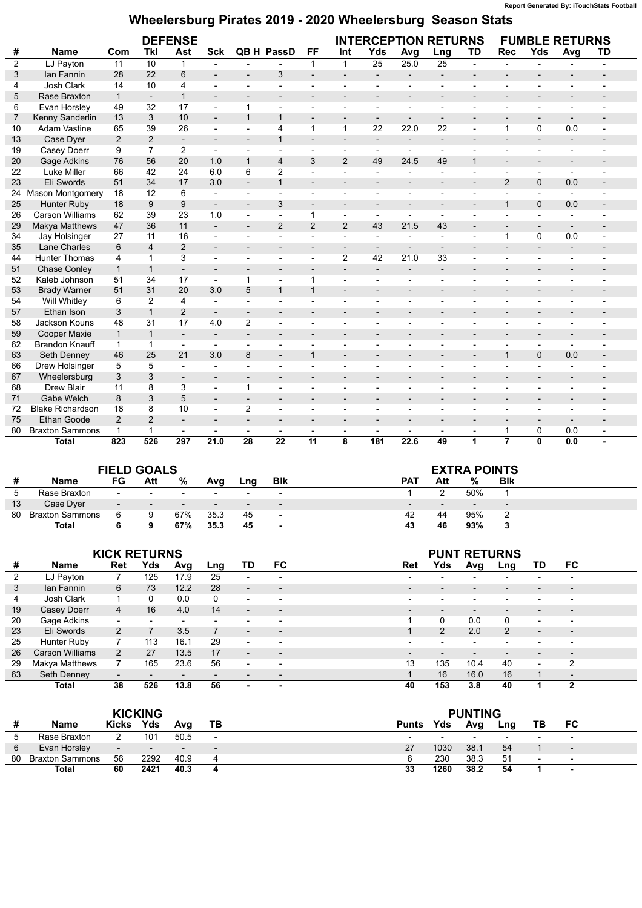Report Generated By: iTouchStats Football

# Wheelersburg Pirates 2019 - 2020 Wheelersburg Season Stats

| # | Name | DEFENSE | | | | | | | INTERCEPTION RETURNS | | | | | FUMBLE RETURNS | | | |
|---|---|---|---|---|---|---|---|---|---|---|---|---|---|---|---|---|---|
| | | Com | Tkl | Ast | Sck | QB H | PassD | FF | Int | Yds | Avg | Lng | TD | Rec | Yds | Avg | TD |
| 2 | LJ Payton | 11 | 10 | 1 | - | - | - | 1 | 1 | 25 | 25.0 | 25 | - | - | - | - | - |
| 3 | Ian Fannin | 28 | 22 | 6 | - | - | 3 | - | - | - | - | - | - | - | - | - | - |
| 4 | Josh Clark | 14 | 10 | 4 | - | - | - | - | - | - | - | - | - | - | - | - | - |
| 5 | Rase Braxton | 1 | - | 1 | - | - | - | - | - | - | - | - | - | - | - | - | - |
| 6 | Evan Horsley | 49 | 32 | 17 | - | 1 | - | - | - | - | - | - | - | - | - | - | - |
| 7 | Kenny Sanderlin | 13 | 3 | 10 | - | 1 | 1 | - | - | - | - | - | - | - | - | - | - |
| 10 | Adam Vastine | 65 | 39 | 26 | - | - | 4 | 1 | 1 | 22 | 22.0 | 22 | - | 1 | 0 | 0.0 | - |
| 13 | Case Dyer | 2 | 2 | - | - | - | 1 | - | - | - | - | - | - | - | - | - | - |
| 19 | Casey Doerr | 9 | 7 | 2 | - | - | - | - | - | - | - | - | - | - | - | - | - |
| 20 | Gage Adkins | 76 | 56 | 20 | 1.0 | 1 | 4 | 3 | 2 | 49 | 24.5 | 49 | 1 | - | - | - | - |
| 22 | Luke Miller | 66 | 42 | 24 | 6.0 | 6 | 2 | - | - | - | - | - | - | - | - | - | - |
| 23 | Eli Swords | 51 | 34 | 17 | 3.0 | - | 1 | - | - | - | - | - | - | 2 | 0 | 0.0 | - |
| 24 | Mason Montgomery | 18 | 12 | 6 | - | - | - | - | - | - | - | - | - | - | - | - | - |
| 25 | Hunter Ruby | 18 | 9 | 9 | - | - | 3 | - | - | - | - | - | - | 1 | 0 | 0.0 | - |
| 26 | Carson Williams | 62 | 39 | 23 | 1.0 | - | - | 1 | - | - | - | - | - | - | - | - | - |
| 29 | Makya Matthews | 47 | 36 | 11 | - | - | 2 | 2 | 2 | 43 | 21.5 | 43 | - | - | - | - | - |
| 34 | Jay Holsinger | 27 | 11 | 16 | - | - | - | - | - | - | - | - | - | 1 | 0 | 0.0 | - |
| 35 | Lane Charles | 6 | 4 | 2 | - | - | - | - | - | - | - | - | - | - | - | - | - |
| 44 | Hunter Thomas | 4 | 1 | 3 | - | - | - | - | 2 | 42 | 21.0 | 33 | - | - | - | - | - |
| 51 | Chase Conley | 1 | 1 | - | - | - | - | - | - | - | - | - | - | - | - | - | - |
| 52 | Kaleb Johnson | 51 | 34 | 17 | - | 1 | - | 1 | - | - | - | - | - | - | - | - | - |
| 53 | Brady Warner | 51 | 31 | 20 | 3.0 | 5 | 1 | 1 | - | - | - | - | - | - | - | - | - |
| 54 | Will Whitley | 6 | 2 | 4 | - | - | - | - | - | - | - | - | - | - | - | - | - |
| 57 | Ethan Ison | 3 | 1 | 2 | - | - | - | - | - | - | - | - | - | - | - | - | - |
| 58 | Jackson Kouns | 48 | 31 | 17 | 4.0 | 2 | - | - | - | - | - | - | - | - | - | - | - |
| 59 | Cooper Maxie | 1 | 1 | - | - | - | - | - | - | - | - | - | - | - | - | - | - |
| 62 | Brandon Knauff | 1 | 1 | - | - | - | - | - | - | - | - | - | - | - | - | - | - |
| 63 | Seth Denney | 46 | 25 | 21 | 3.0 | 8 | - | 1 | - | - | - | - | - | 1 | 0 | 0.0 | - |
| 66 | Drew Holsinger | 5 | 5 | - | - | - | - | - | - | - | - | - | - | - | - | - | - |
| 67 | Wheelersburg | 3 | 3 | - | - | - | - | - | - | - | - | - | - | - | - | - | - |
| 68 | Drew Blair | 11 | 8 | 3 | - | 1 | - | - | - | - | - | - | - | - | - | - | - |
| 71 | Gabe Welch | 8 | 3 | 5 | - | - | - | - | - | - | - | - | - | - | - | - | - |
| 72 | Blake Richardson | 18 | 8 | 10 | - | 2 | - | - | - | - | - | - | - | - | - | - | - |
| 75 | Ethan Goode | 2 | 2 | - | - | - | - | - | - | - | - | - | - | - | - | - | - |
| 80 | Braxton Sammons | 1 | 1 | - | - | - | - | - | - | - | - | - | - | 1 | 0 | 0.0 | - |
| | **Total** | **823** | **526** | **297** | **21.0** | **28** | **22** | **11** | **8** | **181** | **22.6** | **49** | **1** | **7** | **0** | **0.0** | **-** |

| # | Name | FIELD GOALS | | | | | | EXTRA POINTS | | | |
|---|---|---|---|---|---|---|---|---|---|---|---|
| | | FG | Att | % | Avg | Lng | Blk | PAT | Att | % | Blk |
| 5 | Rase Braxton | - | - | - | - | - | - | 1 | 2 | 50% | 1 |
| 13 | Case Dyer | - | - | - | - | - | - | - | - | - | - |
| 80 | Braxton Sammons | 6 | 9 | 67% | 35.3 | 45 | - | 42 | 44 | 95% | 2 |
| | **Total** | **6** | **9** | **67%** | **35.3** | **45** | **-** | **43** | **46** | **93%** | **3** |

| # | Name | KICK RETURNS | | | | | | PUNT RETURNS | | | | | |
|---|---|---|---|---|---|---|---|---|---|---|---|---|---|
| | | Ret | Yds | Avg | Lng | TD | FC | Ret | Yds | Avg | Lng | TD | FC |
| 2 | LJ Payton | 7 | 125 | 17.9 | 25 | - | - | - | - | - | - | - | - |
| 3 | Ian Fannin | 6 | 73 | 12.2 | 28 | - | - | - | - | - | - | - | - |
| 4 | Josh Clark | 1 | 0 | 0.0 | 0 | - | - | - | - | - | - | - | - |
| 19 | Casey Doerr | 4 | 16 | 4.0 | 14 | - | - | - | - | - | - | - | - |
| 20 | Gage Adkins | - | - | - | - | - | - | 1 | 0 | 0.0 | 0 | - | - |
| 23 | Eli Swords | 2 | 7 | 3.5 | 7 | - | - | 1 | 2 | 2.0 | 2 | - | - |
| 25 | Hunter Ruby | 7 | 113 | 16.1 | 29 | - | - | - | - | - | - | - | - |
| 26 | Carson Williams | 2 | 27 | 13.5 | 17 | - | - | - | - | - | - | - | - |
| 29 | Makya Matthews | 7 | 165 | 23.6 | 56 | - | - | 13 | 135 | 10.4 | 40 | - | 2 |
| 63 | Seth Denney | - | - | - | - | - | - | 1 | 16 | 16.0 | 16 | 1 | - |
| | **Total** | **38** | **526** | **13.8** | **56** | **-** | **-** | **40** | **153** | **3.8** | **40** | **1** | **2** |

| # | Name | KICKING | | | | PUNTING | | | | | |
|---|---|---|---|---|---|---|---|---|---|---|---|
| | | Kicks | Yds | Avg | TB | Punts | Yds | Avg | Lng | TB | FC |
| 5 | Rase Braxton | 2 | 101 | 50.5 | - | - | - | - | - | - | - |
| 6 | Evan Horsley | - | - | - | - | 27 | 1030 | 38.1 | 54 | 1 | - |
| 80 | Braxton Sammons | 56 | 2292 | 40.9 | 4 | 6 | 230 | 38.3 | 51 | - | - |
| | **Total** | **60** | **2421** | **40.3** | **4** | **33** | **1260** | **38.2** | **54** | **1** | **-** |